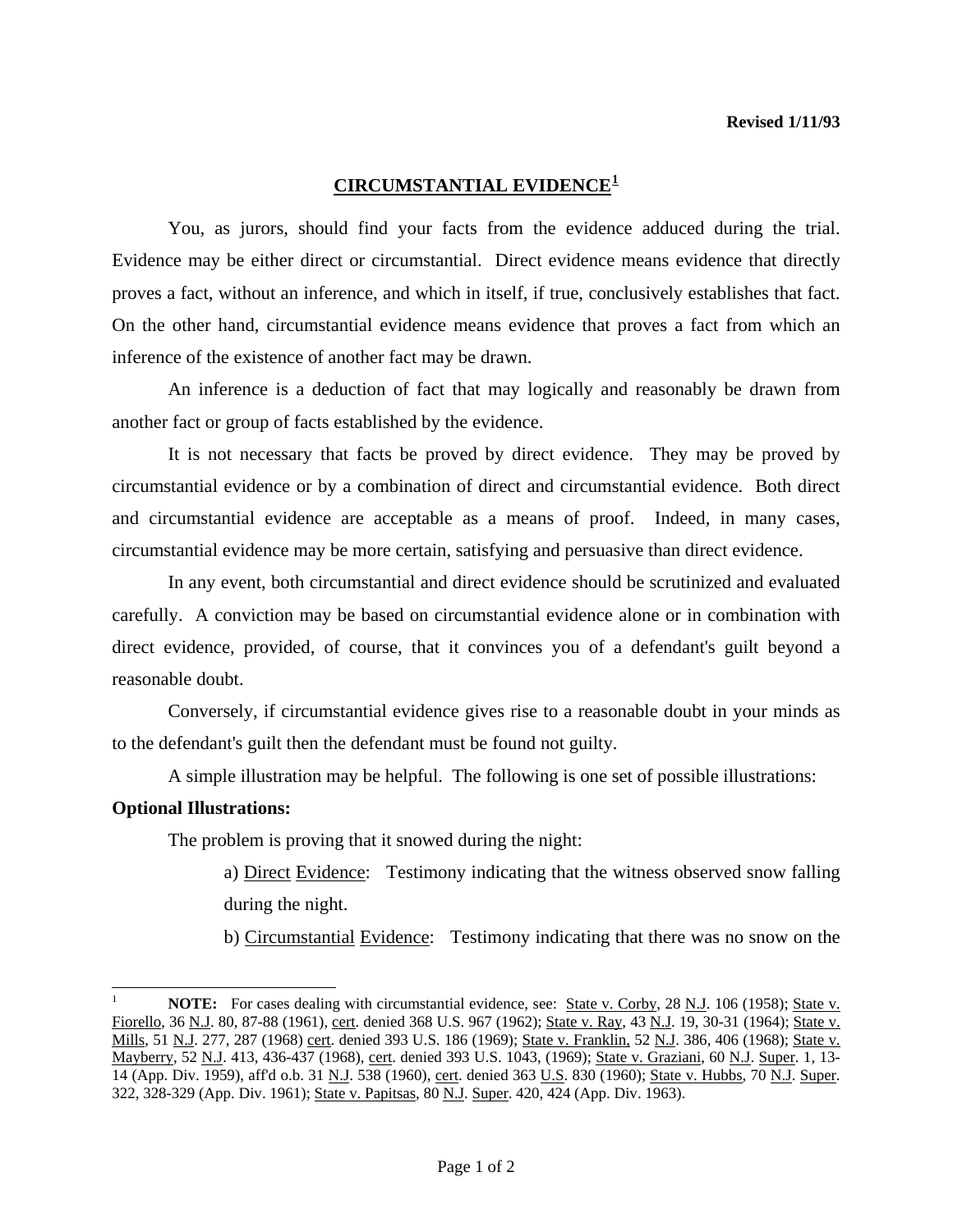**Revised 1/11/93**

## CIRCUMSTANTIAL EVIDENCE[1]

You, as jurors, should find your facts from the evidence adduced during the trial. Evidence may be either direct or circumstantial. Direct evidence means evidence that directly proves a fact, without an inference, and which in itself, if true, conclusively establishes that fact. On the other hand, circumstantial evidence means evidence that proves a fact from which an inference of the existence of another fact may be drawn.

An inference is a deduction of fact that may logically and reasonably be drawn from another fact or group of facts established by the evidence.

It is not necessary that facts be proved by direct evidence. They may be proved by circumstantial evidence or by a combination of direct and circumstantial evidence. Both direct and circumstantial evidence are acceptable as a means of proof. Indeed, in many cases, circumstantial evidence may be more certain, satisfying and persuasive than direct evidence.

In any event, both circumstantial and direct evidence should be scrutinized and evaluated carefully. A conviction may be based on circumstantial evidence alone or in combination with direct evidence, provided, of course, that it convinces you of a defendant's guilt beyond a reasonable doubt.

Conversely, if circumstantial evidence gives rise to a reasonable doubt in your minds as to the defendant's guilt then the defendant must be found not guilty.

A simple illustration may be helpful. The following is one set of possible illustrations:

**Optional Illustrations:**

The problem is proving that it snowed during the night:

a) Direct Evidence: Testimony indicating that the witness observed snow falling during the night.

b) Circumstantial Evidence: Testimony indicating that there was no snow on the

---

[1] **NOTE:** For cases dealing with circumstantial evidence, see: State v. Corby, 28 N.J. 106 (1958); State v. Fiorello, 36 N.J. 80, 87-88 (1961), cert. denied 368 U.S. 967 (1962); State v. Ray, 43 N.J. 19, 30-31 (1964); State v. Mills, 51 N.J. 277, 287 (1968) cert. denied 393 U.S. 186 (1969); State v. Franklin, 52 N.J. 386, 406 (1968); State v. Mayberry, 52 N.J. 413, 436-437 (1968), cert. denied 393 U.S. 1043, (1969); State v. Graziani, 60 N.J. Super. 1, 13-14 (App. Div. 1959), aff'd o.b. 31 N.J. 538 (1960), cert. denied 363 U.S. 830 (1960); State v. Hubbs, 70 N.J. Super. 322, 328-329 (App. Div. 1961); State v. Papitsas, 80 N.J. Super. 420, 424 (App. Div. 1963).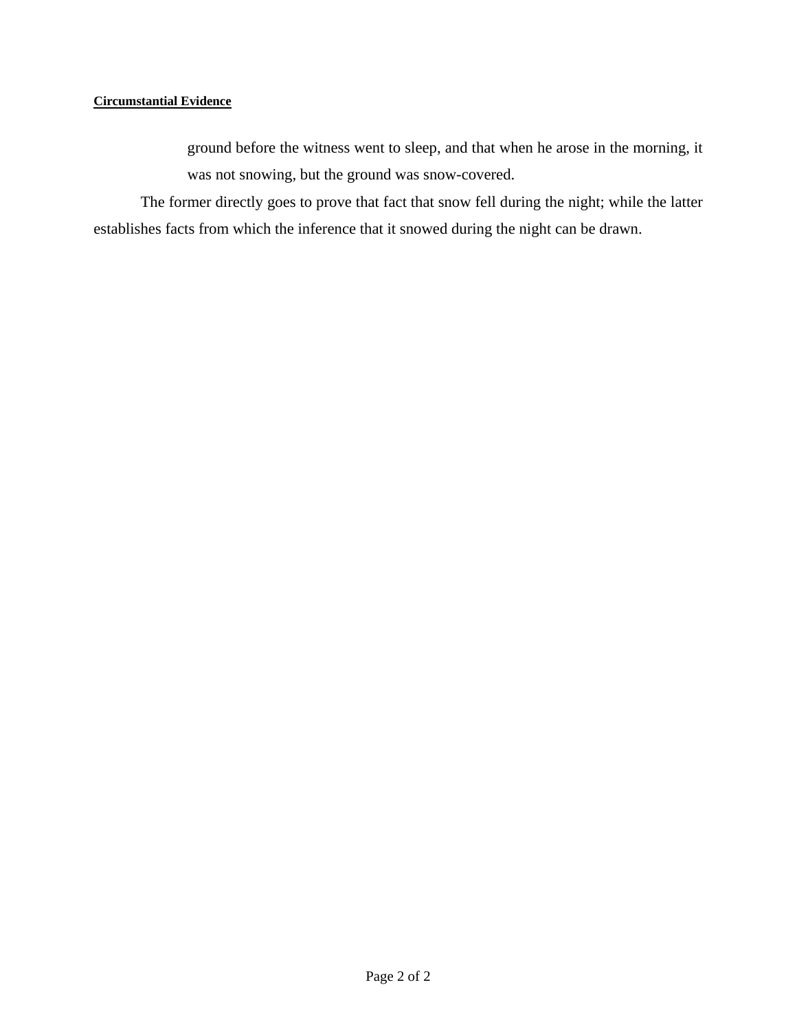ground before the witness went to sleep, and that when he arose in the morning, it was not snowing, but the ground was snow-covered.

The former directly goes to prove that fact that snow fell during the night; while the latter establishes facts from which the inference that it snowed during the night can be drawn.